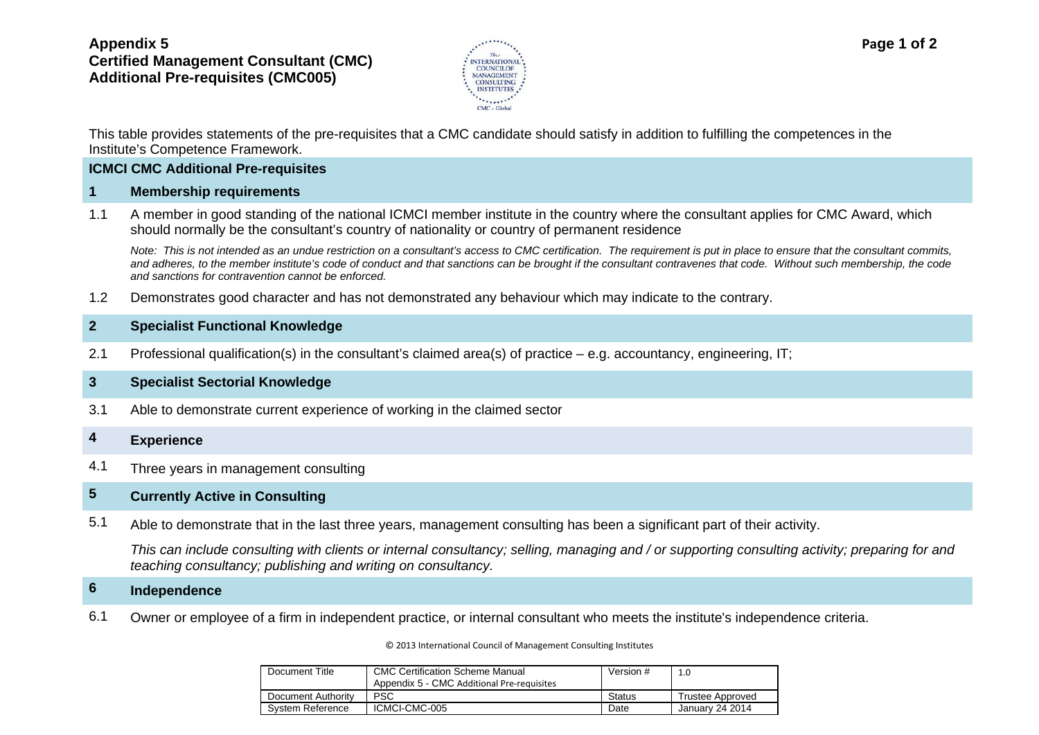# Appendix 5
# Certified Management Consultant (CMC)
# Additional Pre-requisites (CMC005)

This table provides statements of the pre-requisites that a CMC candidate should satisfy in addition to fulfilling the competences in the Institute's Competence Framework.

## ICMCI CMC Additional Pre-requisites

### 1 Membership requirements

1.1 A member in good standing of the national ICMCI member institute in the country where the consultant applies for CMC Award, which should normally be the consultant's country of nationality or country of permanent residence

*Note: This is not intended as an undue restriction on a consultant's access to CMC certification. The requirement is put in place to ensure that the consultant commits, and adheres, to the member institute's code of conduct and that sanctions can be brought if the consultant contravenes that code. Without such membership, the code and sanctions for contravention cannot be enforced.*

1.2 Demonstrates good character and has not demonstrated any behaviour which may indicate to the contrary.

### 2 Specialist Functional Knowledge

2.1 Professional qualification(s) in the consultant's claimed area(s) of practice – e.g. accountancy, engineering, IT;

### 3 Specialist Sectorial Knowledge

3.1 Able to demonstrate current experience of working in the claimed sector

### 4 Experience

4.1 Three years in management consulting

### 5 Currently Active in Consulting

5.1 Able to demonstrate that in the last three years, management consulting has been a significant part of their activity.

*This can include consulting with clients or internal consultancy; selling, managing and / or supporting consulting activity; preparing for and teaching consultancy; publishing and writing on consultancy.*

### 6 Independence

6.1 Owner or employee of a firm in independent practice, or internal consultant who meets the institute's independence criteria.

© 2013 International Council of Management Consulting Institutes

| Document Title | CMC Certification Scheme Manual<br>Appendix 5 - CMC Additional Pre-requisites | Version # | 1.0 |
|---|---|---|---|
| Document Authority | PSC | Status | Trustee Approved |
| System Reference | ICMCI-CMC-005 | Date | January 24 2014 |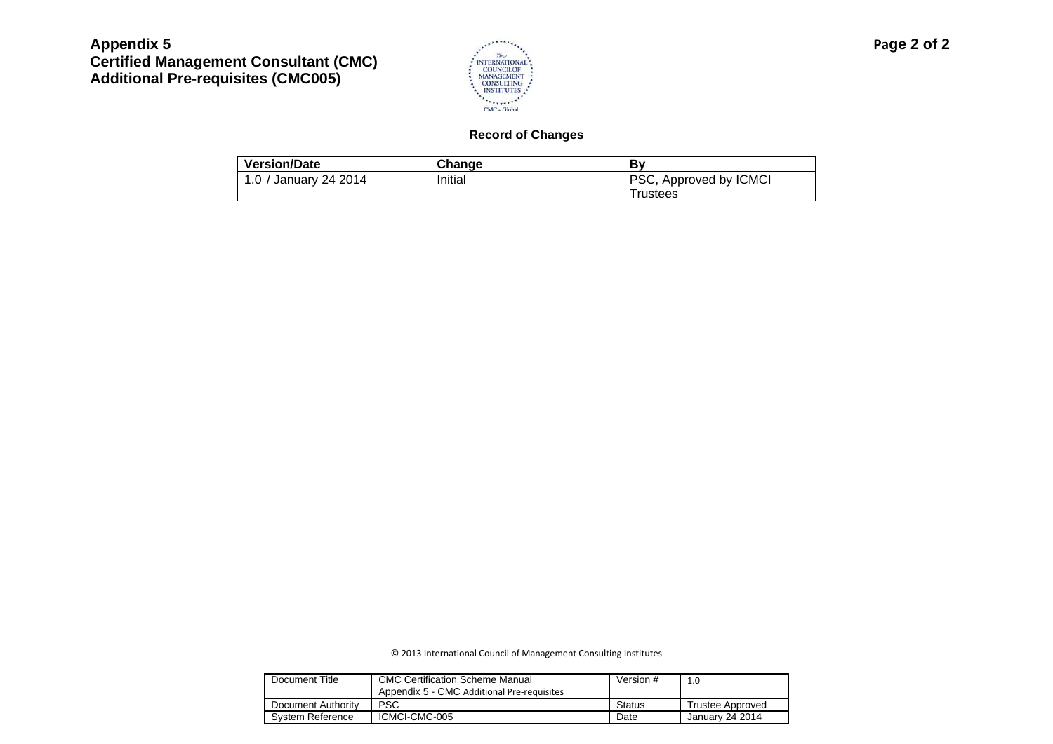**Record of Changes**

| Version/Date | Change | By |
| --- | --- | --- |
| 1.0 / January 24 2014 | Initial | PSC, Approved by ICMCI Trustees |

© 2013 International Council of Management Consulting Institutes

| | | | |
| --- | --- | --- | --- |
| Document Title | CMC Certification Scheme Manual Appendix 5 - CMC Additional Pre-requisites | Version # | 1.0 |
| Document Authority | PSC | Status | Trustee Approved |
| System Reference | ICMCI-CMC-005 | Date | January 24 2014 |